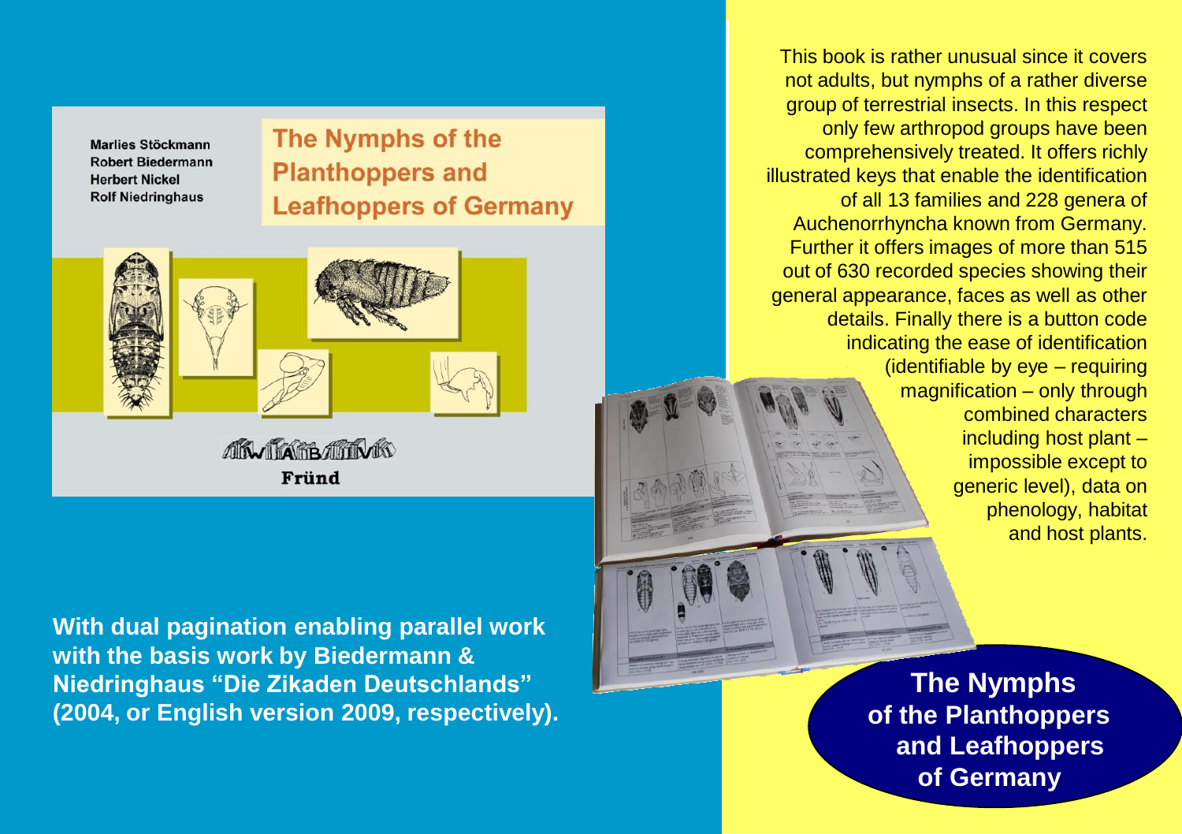Marlies Stöckmann
Robert Biedermann
Herbert Nickel
Rolf Niedringhaus

# The Nymphs of the Planthoppers and Leafhoppers of Germany

WABV

Fründ

This book is rather unusual since it covers not adults, but nymphs of a rather diverse group of terrestrial insects. In this respect only few arthropod groups have been comprehensively treated. It offers richly illustrated keys that enable the identification of all 13 families and 228 genera of Auchenorrhyncha known from Germany. Further it offers images of more than 515 out of 630 recorded species showing their general appearance, faces as well as other details. Finally there is a button code indicating the ease of identification (identifiable by eye – requiring magnification – only through combined characters including host plant – impossible except to generic level), data on phenology, habitat and host plants.

**With dual pagination enabling parallel work with the basis work by Biedermann & Niedringhaus "Die Zikaden Deutschlands" (2004, or English version 2009, respectively).**

**The Nymphs of the Planthoppers and Leafhoppers of Germany**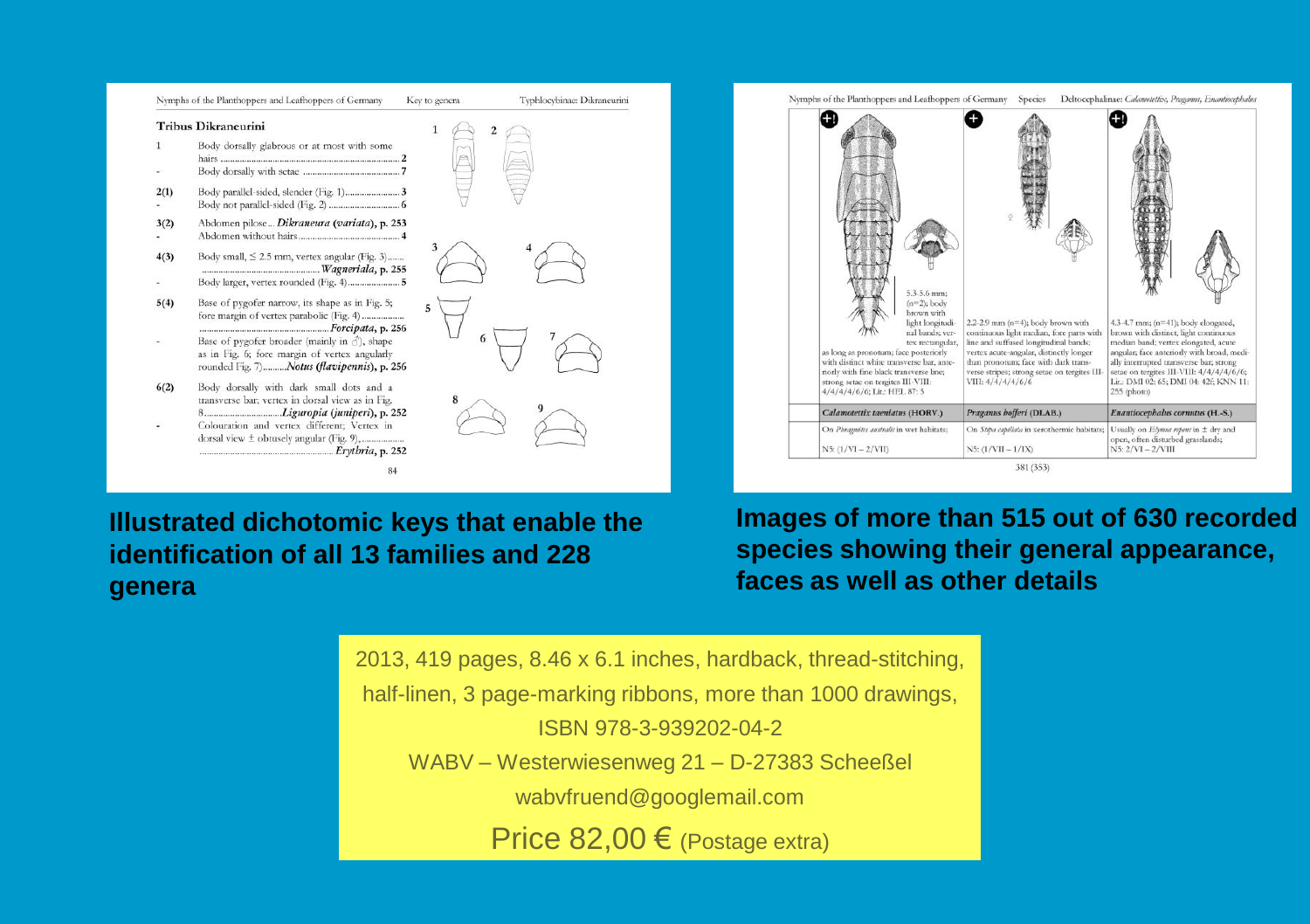**Illustrated dichotomic keys that enable the identification of all 13 families and 228 genera**

**Images of more than 515 out of 630 recorded species showing their general appearance, faces as well as other details**

2013, 419 pages, 8.46 x 6.1 inches, hardback, thread-stitching, half-linen, 3 page-marking ribbons, more than 1000 drawings,

ISBN 978-3-939202-04-2

WABV – Westerwiesenweg 21 – D-27383 Scheeßel

wabvfruend@googlemail.com

Price 82,00 € (Postage extra)